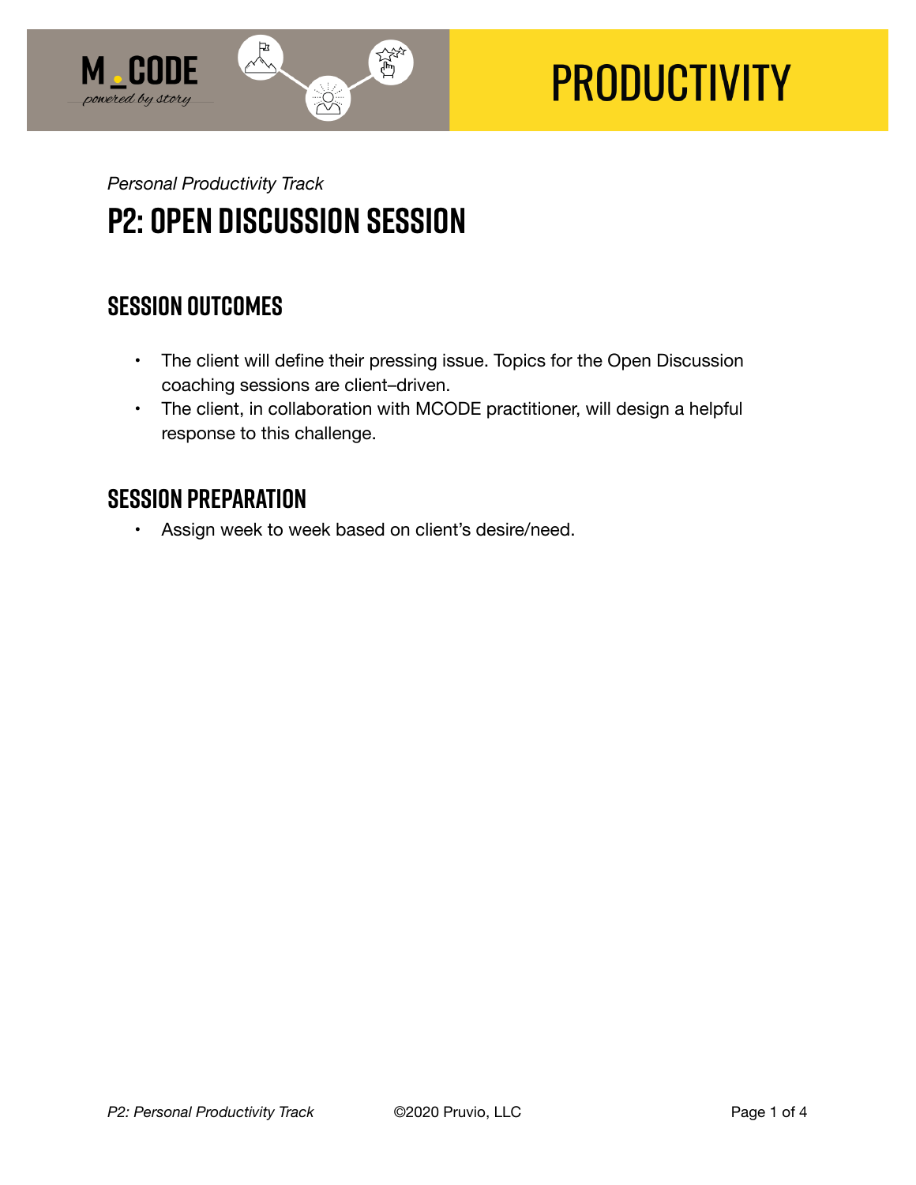# PRODUCTIVITY

*Personal Productivity Track*

## P2: Open Discussion Session

### Session Outcomes

- The client will define their pressing issue. Topics for the Open Discussion coaching sessions are client–driven.
- The client, in collaboration with MCODE practitioner, will design a helpful response to this challenge.

### Session Preparation

- Assign week to week based on client's desire/need.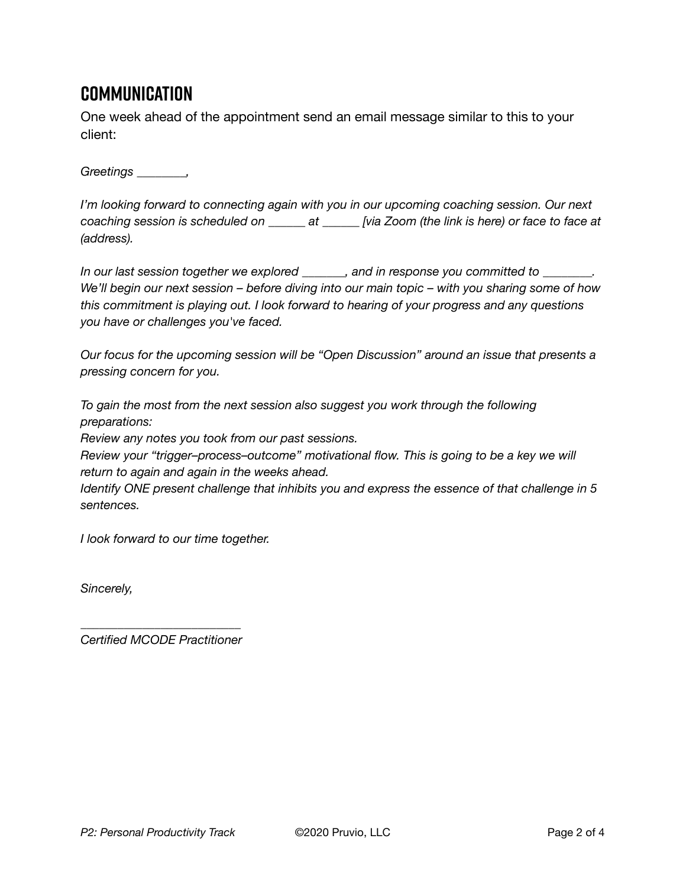## COMMUNICATION

One week ahead of the appointment send an email message similar to this to your client:

*Greetings ________,*

*I'm looking forward to connecting again with you in our upcoming coaching session. Our next coaching session is scheduled on ______ at ______ [via Zoom (the link is here) or face to face at (address).*

*In our last session together we explored _______, and in response you committed to ________. We'll begin our next session – before diving into our main topic – with you sharing some of how this commitment is playing out. I look forward to hearing of your progress and any questions you have or challenges you've faced.*

*Our focus for the upcoming session will be "Open Discussion" around an issue that presents a pressing concern for you.*

*To gain the most from the next session also suggest you work through the following preparations:*
*Review any notes you took from our past sessions.*
*Review your "trigger–process–outcome" motivational flow. This is going to be a key we will return to again and again in the weeks ahead.*
*Identify ONE present challenge that inhibits you and express the essence of that challenge in 5 sentences.*

*I look forward to our time together.*

*Sincerely,*

*_________________________*
*Certified MCODE Practitioner*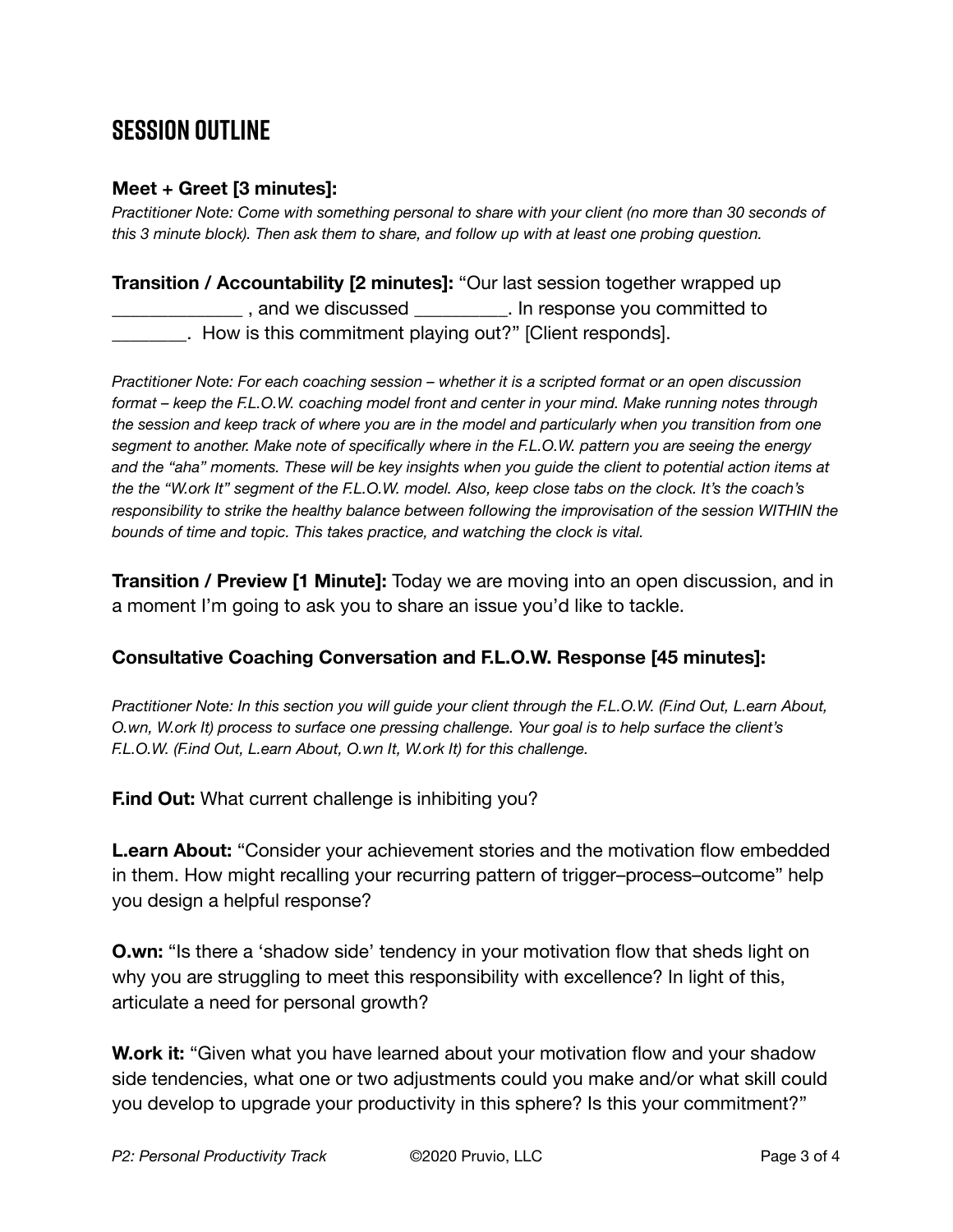## Session Outline

**Meet + Greet [3 minutes]:**

*Practitioner Note: Come with something personal to share with your client (no more than 30 seconds of this 3 minute block). Then ask them to share, and follow up with at least one probing question.*

**Transition / Accountability [2 minutes]:** "Our last session together wrapped up _____________ , and we discussed _________. In response you committed to ________. How is this commitment playing out?" [Client responds].

*Practitioner Note: For each coaching session – whether it is a scripted format or an open discussion format – keep the F.L.O.W. coaching model front and center in your mind. Make running notes through the session and keep track of where you are in the model and particularly when you transition from one segment to another. Make note of specifically where in the F.L.O.W. pattern you are seeing the energy and the "aha" moments. These will be key insights when you guide the client to potential action items at the the "W.ork It" segment of the F.L.O.W. model. Also, keep close tabs on the clock. It's the coach's responsibility to strike the healthy balance between following the improvisation of the session WITHIN the bounds of time and topic. This takes practice, and watching the clock is vital.*

**Transition / Preview [1 Minute]:** Today we are moving into an open discussion, and in a moment I'm going to ask you to share an issue you'd like to tackle.

**Consultative Coaching Conversation and F.L.O.W. Response [45 minutes]:**

*Practitioner Note: In this section you will guide your client through the F.L.O.W. (F.ind Out, L.earn About, O.wn, W.ork It) process to surface one pressing challenge. Your goal is to help surface the client's F.L.O.W. (F.ind Out, L.earn About, O.wn It, W.ork It) for this challenge.*

**F.ind Out:** What current challenge is inhibiting you?

**L.earn About:** "Consider your achievement stories and the motivation flow embedded in them. How might recalling your recurring pattern of trigger–process–outcome" help you design a helpful response?

**O.wn:** "Is there a 'shadow side' tendency in your motivation flow that sheds light on why you are struggling to meet this responsibility with excellence? In light of this, articulate a need for personal growth?

**W.ork it:** "Given what you have learned about your motivation flow and your shadow side tendencies, what one or two adjustments could you make and/or what skill could you develop to upgrade your productivity in this sphere? Is this your commitment?"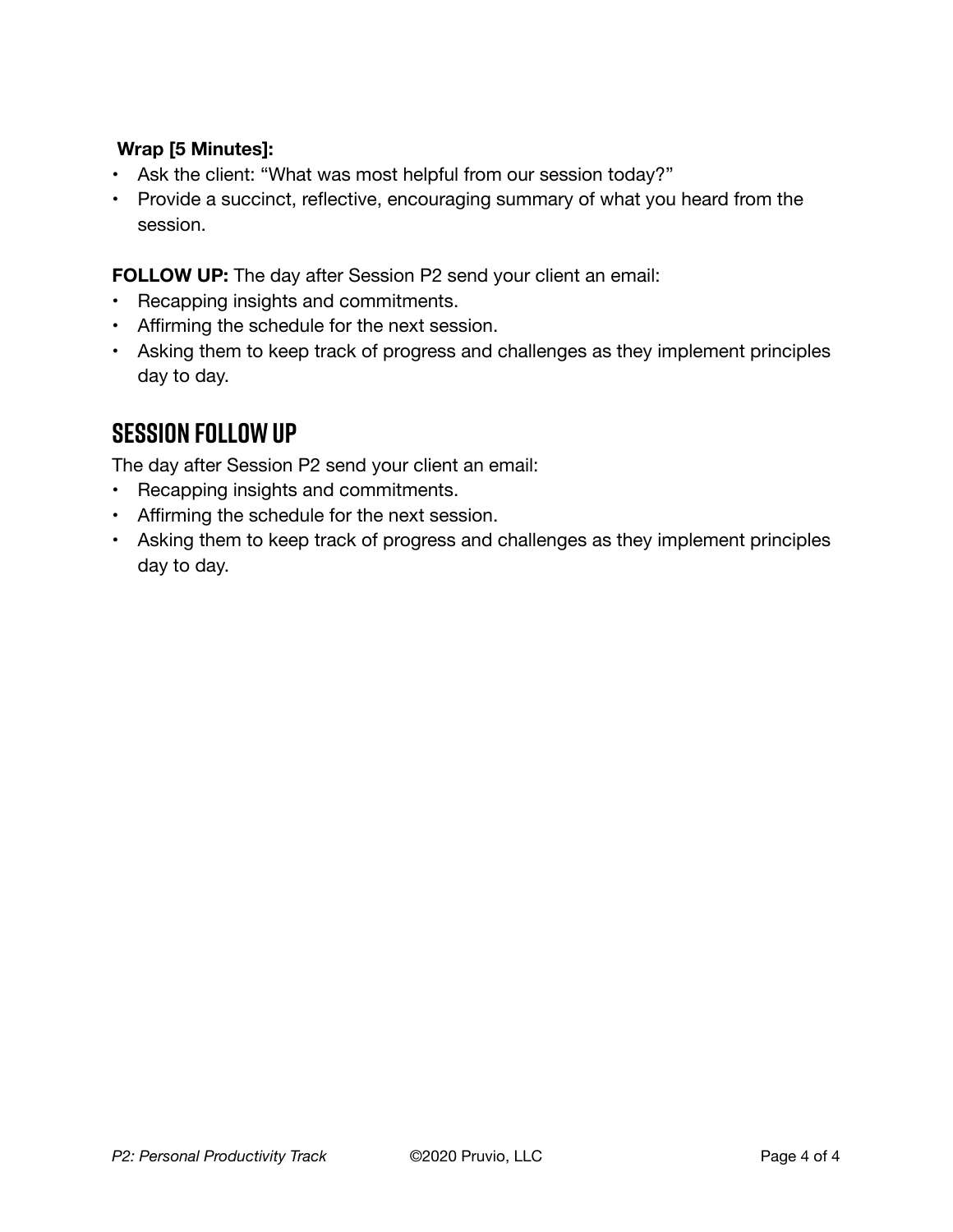**Wrap [5 Minutes]:**

- Ask the client: "What was most helpful from our session today?"
- Provide a succinct, reflective, encouraging summary of what you heard from the session.

**FOLLOW UP:** The day after Session P2 send your client an email:

- Recapping insights and commitments.
- Affirming the schedule for the next session.
- Asking them to keep track of progress and challenges as they implement principles day to day.

## SESSION FOLLOW UP

The day after Session P2 send your client an email:

- Recapping insights and commitments.
- Affirming the schedule for the next session.
- Asking them to keep track of progress and challenges as they implement principles day to day.